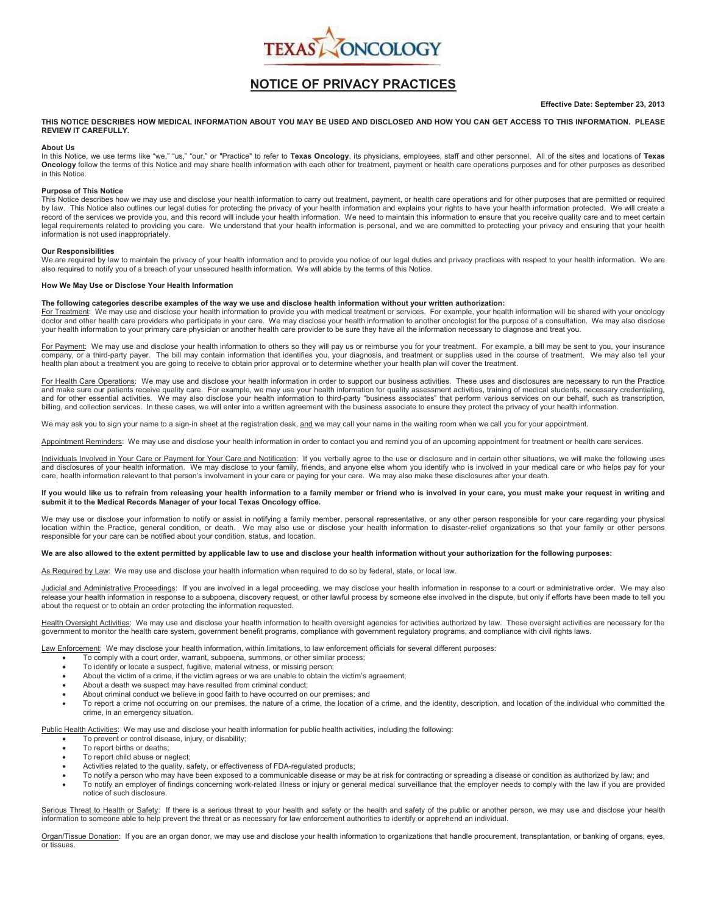TEXAS ONCOLOGY

# NOTICE OF PRIVACY PRACTICES

**Effective Date: September 23, 2013**

**THIS NOTICE DESCRIBES HOW MEDICAL INFORMATION ABOUT YOU MAY BE USED AND DISCLOSED AND HOW YOU CAN GET ACCESS TO THIS INFORMATION. PLEASE REVIEW IT CAREFULLY.**

**About Us**
In this Notice, we use terms like "we," "us," "our," or "Practice" to refer to **Texas Oncology**, its physicians, employees, staff and other personnel. All of the sites and locations of **Texas Oncology** follow the terms of this Notice and may share health information with each other for treatment, payment or health care operations purposes and for other purposes as described in this Notice.

**Purpose of This Notice**
This Notice describes how we may use and disclose your health information to carry out treatment, payment, or health care operations and for other purposes that are permitted or required by law. This Notice also outlines our legal duties for protecting the privacy of your health information and explains your rights to have your health information protected. We will create a record of the services we provide you, and this record will include your health information. We need to maintain this information to ensure that you receive quality care and to meet certain legal requirements related to providing you care. We understand that your health information is personal, and we are committed to protecting your privacy and ensuring that your health information is not used inappropriately.

**Our Responsibilities**
We are required by law to maintain the privacy of your health information and to provide you notice of our legal duties and privacy practices with respect to your health information. We are also required to notify you of a breach of your unsecured health information. We will abide by the terms of this Notice.

**How We May Use or Disclose Your Health Information**

**The following categories describe examples of the way we use and disclose health information without your written authorization:**
For Treatment: We may use and disclose your health information to provide you with medical treatment or services. For example, your health information will be shared with your oncology doctor and other health care providers who participate in your care. We may disclose your health information to another oncologist for the purpose of a consultation. We may also disclose your health information to your primary care physician or another health care provider to be sure they have all the information necessary to diagnose and treat you.

For Payment: We may use and disclose your health information to others so they will pay us or reimburse you for your treatment. For example, a bill may be sent to you, your insurance company, or a third-party payer. The bill may contain information that identifies you, your diagnosis, and treatment or supplies used in the course of treatment. We may also tell your health plan about a treatment you are going to receive to obtain prior approval or to determine whether your health plan will cover the treatment.

For Health Care Operations: We may use and disclose your health information in order to support our business activities. These uses and disclosures are necessary to run the Practice and make sure our patients receive quality care. For example, we may use your health information for quality assessment activities, training of medical students, necessary credentialing, and for other essential activities. We may also disclose your health information to third-party "business associates" that perform various services on our behalf, such as transcription, billing, and collection services. In these cases, we will enter into a written agreement with the business associate to ensure they protect the privacy of your health information.

We may ask you to sign your name to a sign-in sheet at the registration desk, and we may call your name in the waiting room when we call you for your appointment.

Appointment Reminders: We may use and disclose your health information in order to contact you and remind you of an upcoming appointment for treatment or health care services.

Individuals Involved in Your Care or Payment for Your Care and Notification: If you verbally agree to the use or disclosure and in certain other situations, we will make the following uses and disclosures of your health information. We may disclose to your family, friends, and anyone else whom you identify who is involved in your medical care or who helps pay for your care, health information relevant to that person's involvement in your care or paying for your care. We may also make these disclosures after your death.

**If you would like us to refrain from releasing your health information to a family member or friend who is involved in your care, you must make your request in writing and submit it to the Medical Records Manager of your local Texas Oncology office.**

We may use or disclose your information to notify or assist in notifying a family member, personal representative, or any other person responsible for your care regarding your physical location within the Practice, general condition, or death. We may also use or disclose your health information to disaster-relief organizations so that your family or other persons responsible for your care can be notified about your condition, status, and location.

**We are also allowed to the extent permitted by applicable law to use and disclose your health information without your authorization for the following purposes:**

As Required by Law: We may use and disclose your health information when required to do so by federal, state, or local law.

Judicial and Administrative Proceedings: If you are involved in a legal proceeding, we may disclose your health information in response to a court or administrative order. We may also release your health information in response to a subpoena, discovery request, or other lawful process by someone else involved in the dispute, but only if efforts have been made to tell you about the request or to obtain an order protecting the information requested.

Health Oversight Activities: We may use and disclose your health information to health oversight agencies for activities authorized by law. These oversight activities are necessary for the government to monitor the health care system, government benefit programs, compliance with government regulatory programs, and compliance with civil rights laws.

Law Enforcement: We may disclose your health information, within limitations, to law enforcement officials for several different purposes:

- To comply with a court order, warrant, subpoena, summons, or other similar process;
- To identify or locate a suspect, fugitive, material witness, or missing person;
- About the victim of a crime, if the victim agrees or we are unable to obtain the victim's agreement;
- About a death we suspect may have resulted from criminal conduct;
- About criminal conduct we believe in good faith to have occurred on our premises; and
- To report a crime not occurring on our premises, the nature of a crime, the location of a crime, and the identity, description, and location of the individual who committed the crime, in an emergency situation.

Public Health Activities: We may use and disclose your health information for public health activities, including the following:

- To prevent or control disease, injury, or disability;
- To report births or deaths;
- To report child abuse or neglect;
- Activities related to the quality, safety, or effectiveness of FDA-regulated products;
- To notify a person who may have been exposed to a communicable disease or may be at risk for contracting or spreading a disease or condition as authorized by law; and
- To notify an employer of findings concerning work-related illness or injury or general medical surveillance that the employer needs to comply with the law if you are provided notice of such disclosure.

Serious Threat to Health or Safety: If there is a serious threat to your health and safety or the health and safety of the public or another person, we may use and disclose your health information to someone able to help prevent the threat or as necessary for law enforcement authorities to identify or apprehend an individual.

Organ/Tissue Donation: If you are an organ donor, we may use and disclose your health information to organizations that handle procurement, transplantation, or banking of organs, eyes, or tissues.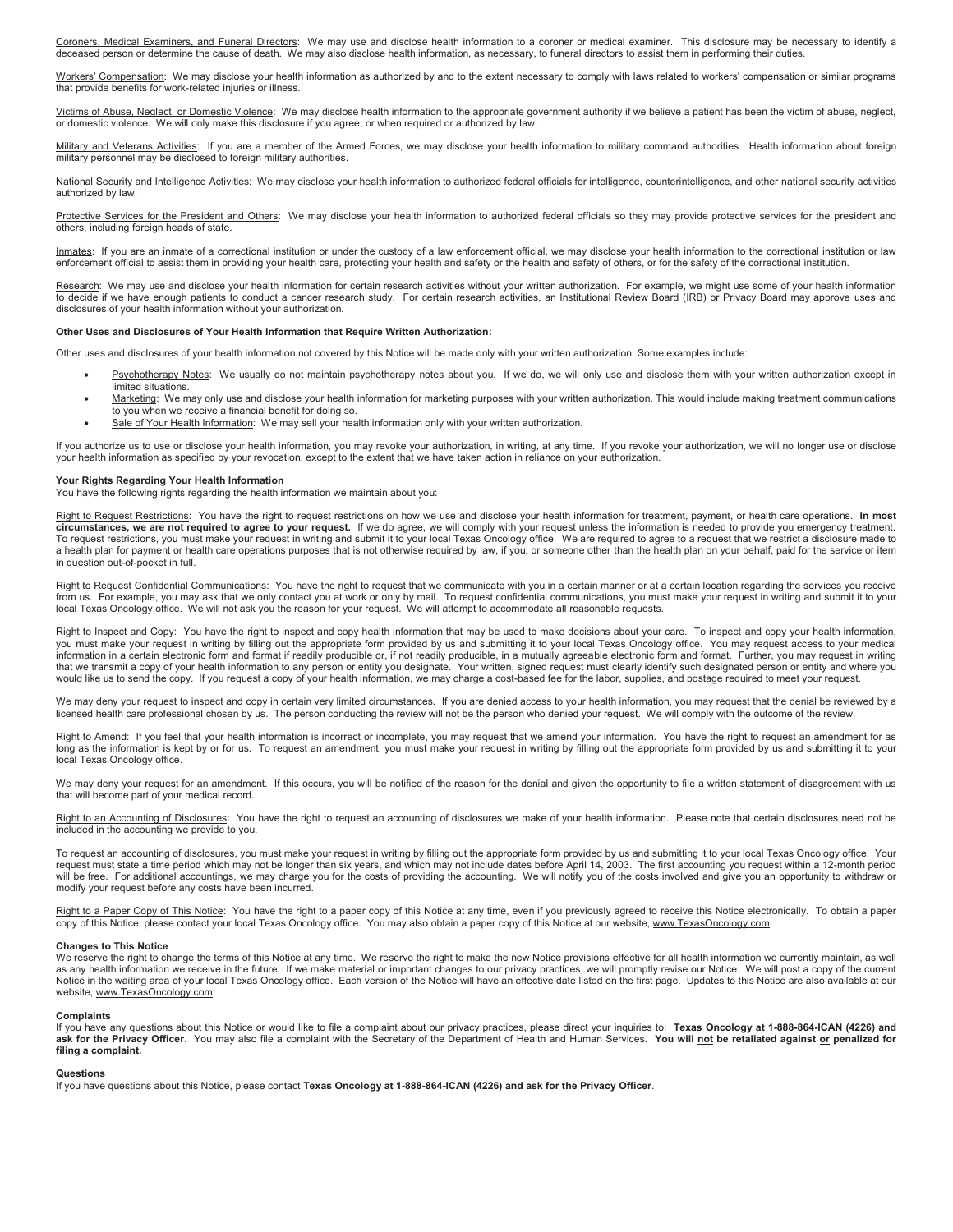Coroners, Medical Examiners, and Funeral Directors: We may use and disclose health information to a coroner or medical examiner. This disclosure may be necessary to identify a deceased person or determine the cause of death. We may also disclose health information, as necessary, to funeral directors to assist them in performing their duties.

Workers' Compensation: We may disclose your health information as authorized by and to the extent necessary to comply with laws related to workers' compensation or similar programs that provide benefits for work-related injuries or illness.

Victims of Abuse, Neglect, or Domestic Violence: We may disclose health information to the appropriate government authority if we believe a patient has been the victim of abuse, neglect, or domestic violence. We will only make this disclosure if you agree, or when required or authorized by law.

Military and Veterans Activities: If you are a member of the Armed Forces, we may disclose your health information to military command authorities. Health information about foreign military personnel may be disclosed to foreign military authorities.

National Security and Intelligence Activities: We may disclose your health information to authorized federal officials for intelligence, counterintelligence, and other national security activities authorized by law.

Protective Services for the President and Others: We may disclose your health information to authorized federal officials so they may provide protective services for the president and others, including foreign heads of state.

Inmates: If you are an inmate of a correctional institution or under the custody of a law enforcement official, we may disclose your health information to the correctional institution or law enforcement official to assist them in providing your health care, protecting your health and safety or the health and safety of others, or for the safety of the correctional institution.

Research: We may use and disclose your health information for certain research activities without your written authorization. For example, we might use some of your health information to decide if we have enough patients to conduct a cancer research study. For certain research activities, an Institutional Review Board (IRB) or Privacy Board may approve uses and disclosures of your health information without your authorization.

**Other Uses and Disclosures of Your Health Information that Require Written Authorization:**

Other uses and disclosures of your health information not covered by this Notice will be made only with your written authorization. Some examples include:

- Psychotherapy Notes: We usually do not maintain psychotherapy notes about you. If we do, we will only use and disclose them with your written authorization except in limited situations.
- Marketing: We may only use and disclose your health information for marketing purposes with your written authorization. This would include making treatment communications to you when we receive a financial benefit for doing so.
- Sale of Your Health Information: We may sell your health information only with your written authorization.

If you authorize us to use or disclose your health information, you may revoke your authorization, in writing, at any time. If you revoke your authorization, we will no longer use or disclose your health information as specified by your revocation, except to the extent that we have taken action in reliance on your authorization.

**Your Rights Regarding Your Health Information**

You have the following rights regarding the health information we maintain about you:

Right to Request Restrictions: You have the right to request restrictions on how we use and disclose your health information for treatment, payment, or health care operations. **In most circumstances, we are not required to agree to your request.** If we do agree, we will comply with your request unless the information is needed to provide you emergency treatment. To request restrictions, you must make your request in writing and submit it to your local Texas Oncology office. We are required to agree to a request that we restrict a disclosure made to a health plan for payment or health care operations purposes that is not otherwise required by law, if you, or someone other than the health plan on your behalf, paid for the service or item in question out-of-pocket in full.

Right to Request Confidential Communications: You have the right to request that we communicate with you in a certain manner or at a certain location regarding the services you receive from us. For example, you may ask that we only contact you at work or only by mail. To request confidential communications, you must make your request in writing and submit it to your local Texas Oncology office. We will not ask you the reason for your request. We will attempt to accommodate all reasonable requests.

Right to Inspect and Copy: You have the right to inspect and copy health information that may be used to make decisions about your care. To inspect and copy your health information, you must make your request in writing by filling out the appropriate form provided by us and submitting it to your local Texas Oncology office. You may request access to your medical information in a certain electronic form and format if readily producible or, if not readily producible, in a mutually agreeable electronic form and format. Further, you may request in writing that we transmit a copy of your health information to any person or entity you designate. Your written, signed request must clearly identify such designated person or entity and where you would like us to send the copy. If you request a copy of your health information, we may charge a cost-based fee for the labor, supplies, and postage required to meet your request.

We may deny your request to inspect and copy in certain very limited circumstances. If you are denied access to your health information, you may request that the denial be reviewed by a licensed health care professional chosen by us. The person conducting the review will not be the person who denied your request. We will comply with the outcome of the review.

Right to Amend: If you feel that your health information is incorrect or incomplete, you may request that we amend your information. You have the right to request an amendment for as long as the information is kept by or for us. To request an amendment, you must make your request in writing by filling out the appropriate form provided by us and submitting it to your local Texas Oncology office.

We may deny your request for an amendment. If this occurs, you will be notified of the reason for the denial and given the opportunity to file a written statement of disagreement with us that will become part of your medical record.

Right to an Accounting of Disclosures: You have the right to request an accounting of disclosures we make of your health information. Please note that certain disclosures need not be included in the accounting we provide to you.

To request an accounting of disclosures, you must make your request in writing by filling out the appropriate form provided by us and submitting it to your local Texas Oncology office. Your request must state a time period which may not be longer than six years, and which may not include dates before April 14, 2003. The first accounting you request within a 12-month period will be free. For additional accountings, we may charge you for the costs of providing the accounting. We will notify you of the costs involved and give you an opportunity to withdraw or modify your request before any costs have been incurred.

Right to a Paper Copy of This Notice: You have the right to a paper copy of this Notice at any time, even if you previously agreed to receive this Notice electronically. To obtain a paper copy of this Notice, please contact your local Texas Oncology office. You may also obtain a paper copy of this Notice at our website, www.TexasOncology.com

**Changes to This Notice**

We reserve the right to change the terms of this Notice at any time. We reserve the right to make the new Notice provisions effective for all health information we currently maintain, as well as any health information we receive in the future. If we make material or important changes to our privacy practices, we will promptly revise our Notice. We will post a copy of the current Notice in the waiting area of your local Texas Oncology office. Each version of the Notice will have an effective date listed on the first page. Updates to this Notice are also available at our website, www.TexasOncology.com

**Complaints**

If you have any questions about this Notice or would like to file a complaint about our privacy practices, please direct your inquiries to: **Texas Oncology at 1-888-864-ICAN (4226) and ask for the Privacy Officer**. You may also file a complaint with the Secretary of the Department of Health and Human Services. **You will not be retaliated against or penalized for filing a complaint.**

**Questions**

If you have questions about this Notice, please contact **Texas Oncology at 1-888-864-ICAN (4226) and ask for the Privacy Officer**.